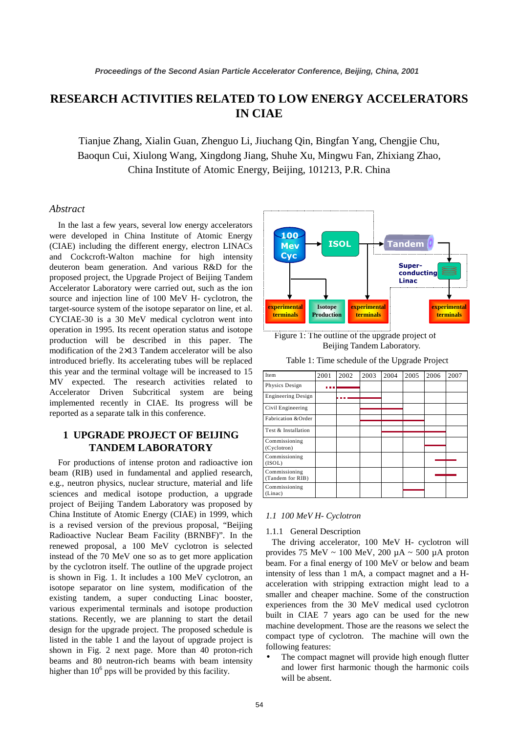# RESEARCH ACTIVITIES RELATED TO LOW ENERGY ACCELERATORS IN CIAE

Tianjue Zhang, Xialin Guan, Zhenguo Li, Jiuchang Qin, Bingfan Yang, Chengjie Chu, Baoqun Cui, Xiulong Wang, Xingdong Jiang, Shuhe Xu, Mingwu Fan, Zhixiang Zhao, China Institute of Atomic Energy, Beijing, 101213, P.R. China

## *Abstract*

In the last a few years, several low energy accelerators were developed in China Institute of Atomic Energy (CIAE) including the different energy, electron LINACs and Cockcroft-Walton machine for high intensity deuteron beam generation. And various R&D for the proposed project, the Upgrade Project of Beijing Tandem Accelerator Laboratory were carried out, such as the ion source and injection line of 100 MeV H- cyclotron, the target-source system of the isotope separator on line, et al. CYCIAE-30 is a 30 MeV medical cyclotron went into operation in 1995. Its recent operation status and isotope production will be described in this paper. The modification of the 2×13 Tandem accelerator will be also introduced briefly. Its accelerating tubes will be replaced this year and the terminal voltage will be increased to 15 MV expected. The research activities related to Accelerator Driven Subcritical system are being implemented recently in CIAE. Its progress will be reported as a separate talk in this conference.

## 1 UPGRADE PROJECT OF BEIJING TANDEM LABORATORY

For productions of intense proton and radioactive ion beam (RIB) used in fundamental and applied research, e.g., neutron physics, nuclear structure, material and life sciences and medical isotope production, a upgrade project of Beijing Tandem Laboratory was proposed by China Institute of Atomic Energy (CIAE) in 1999, which is a revised version of the previous proposal, "Beijing Radioactive Nuclear Beam Facility (BRNBF)". In the renewed proposal, a 100 MeV cyclotron is selected instead of the 70 MeV one so as to get more application by the cyclotron itself. The outline of the upgrade project is shown in Fig. 1. It includes a 100 MeV cyclotron, an isotope separator on line system, modification of the existing tandem, a super conducting Linac booster, various experimental terminals and isotope production stations. Recently, we are planning to start the detail design for the upgrade project. The proposed schedule is listed in the table 1 and the layout of upgrade project is shown in Fig. 2 next page. More than 40 proton-rich beams and 80 neutron-rich beams with beam intensity higher than $10^6$ pps will be provided by this facility.

Figure 1: The outline of the upgrade project of Beijing Tandem Laboratory.

Table 1: Time schedule of the Upgrade Project

| Item | 2001 | 2002 | 2003 | 2004 | 2005 | 2006 | 2007 |
|---|---|---|---|---|---|---|---|
| Physics Design | ··· | ━ | | | | | |
| Engineering Design | | ···━ | ━ | | | | |
| Civil Engineering | | | ━ | ━ | | | |
| Fabrication & Order | | | ━ | ━ | ━ | | |
| Test & Installation | | | | ━ | ━ | ━ | |
| Commissioning (Cyclotron) | | | | | | ━ | |
| Commissioning (ISOL) | | | | | | ━ | ━ |
| Commissioning (Tandem for RIB) | | | | | | ━ | ━ |
| Commissioning (Linac) | | | | | ━ | | |

### *1.1 100 MeV H- Cyclotron*

#### 1.1.1 General Description

The driving accelerator, 100 MeV H- cyclotron will provides 75 MeV ~ 100 MeV, 200 µA ~ 500 µA proton beam. For a final energy of 100 MeV or below and beam intensity of less than 1 mA, a compact magnet and a H- acceleration with stripping extraction might lead to a smaller and cheaper machine. Some of the construction experiences from the 30 MeV medical used cyclotron built in CIAE 7 years ago can be used for the new machine development. Those are the reasons we select the compact type of cyclotron. The machine will own the following features:

- The compact magnet will provide high enough flutter and lower first harmonic though the harmonic coils will be absent.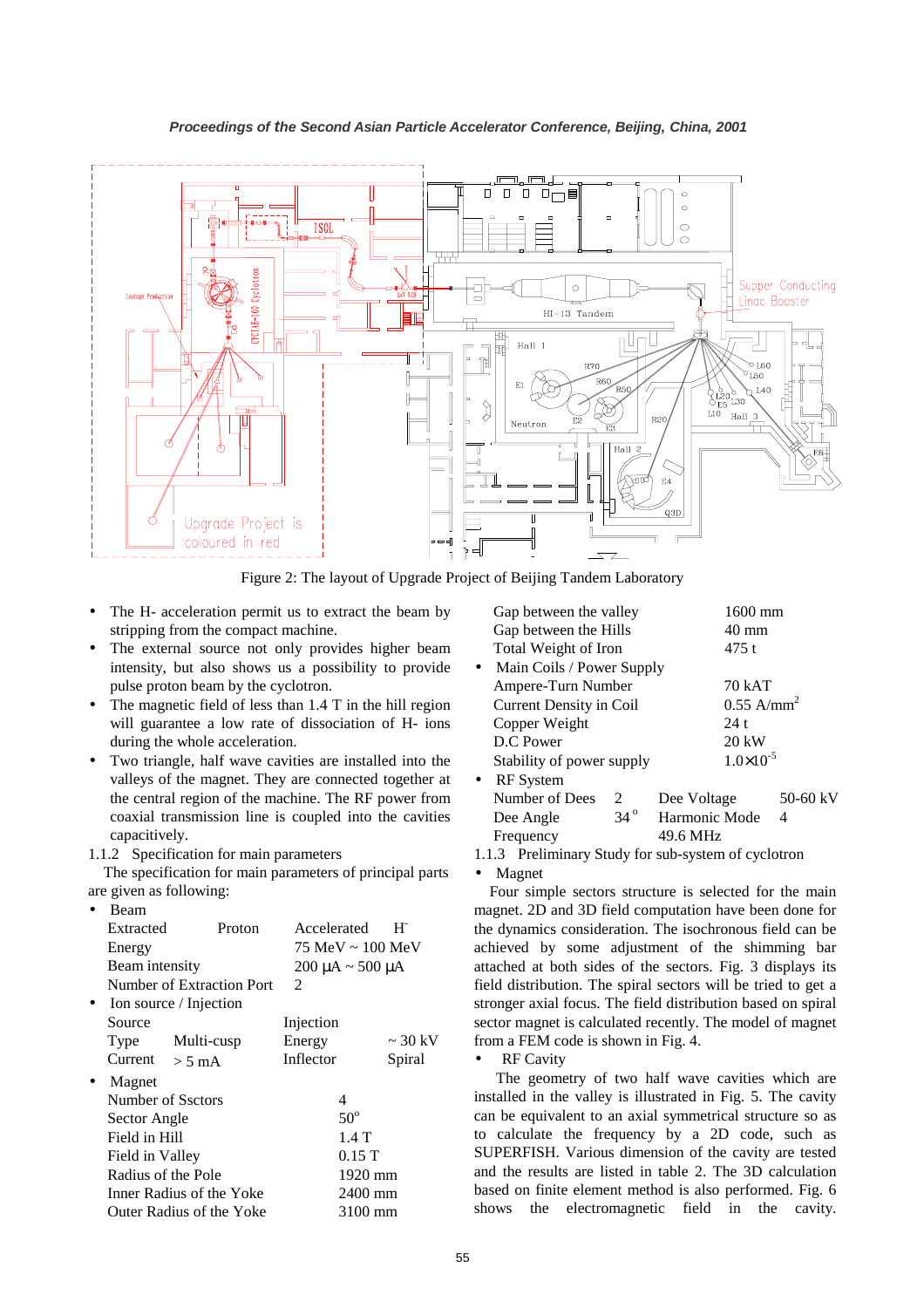Figure 2: The layout of Upgrade Project of Beijing Tandem Laboratory

- The H- acceleration permit us to extract the beam by stripping from the compact machine.
- The external source not only provides higher beam intensity, but also shows us a possibility to provide pulse proton beam by the cyclotron.
- The magnetic field of less than 1.4 T in the hill region will guarantee a low rate of dissociation of H- ions during the whole acceleration.
- Two triangle, half wave cavities are installed into the valleys of the magnet. They are connected together at the central region of the machine. The RF power from coaxial transmission line is coupled into the cavities capacitively.

### 1.1.2 Specification for main parameters

The specification for main parameters of principal parts are given as following:

- Beam

| | | | |
|---|---|---|---|
| Extracted | Proton | Accelerated | $H^-$ |
| Energy | | 75 MeV ~ 100 MeV | |
| Beam intensity | | 200 µA ~ 500 µA | |
| Number of Extraction Port | | 2 | |

- Ion source / Injection

| | | | |
|---|---|---|---|
| Source | | Injection | |
| Type | Multi-cusp | Energy | ~ 30 kV |
| Current | > 5 mA | Inflector | Spiral |

- Magnet

| | |
|---|---|
| Number of Ssctors | 4 |
| Sector Angle | $50^o$ |
| Field in Hill | 1.4 T |
| Field in Valley | 0.15 T |
| Radius of the Pole | 1920 mm |
| Inner Radius of the Yoke | 2400 mm |
| Outer Radius of the Yoke | 3100 mm |
| Gap between the valley | 1600 mm |
| Gap between the Hills | 40 mm |
| Total Weight of Iron | 475 t |

- Main Coils / Power Supply

| | |
|---|---|
| Ampere-Turn Number | 70 kAT |
| Current Density in Coil | 0.55 $A/mm^2$ |
| Copper Weight | 24 t |
| D.C Power | 20 kW |
| Stability of power supply | $1.0\times10^{-5}$ |

- RF System

| | | | |
|---|---|---|---|
| Number of Dees | 2 | Dee Voltage | 50-60 kV |
| Dee Angle | $34^o$ | Harmonic Mode | 4 |
| Frequency | | 49.6 MHz | |

### 1.1.3 Preliminary Study for sub-system of cyclotron

- Magnet

Four simple sectors structure is selected for the main magnet. 2D and 3D field computation have been done for the dynamics consideration. The isochronous field can be achieved by some adjustment of the shimming bar attached at both sides of the sectors. Fig. 3 displays its field distribution. The spiral sectors will be tried to get a stronger axial focus. The field distribution based on spiral sector magnet is calculated recently. The model of magnet from a FEM code is shown in Fig. 4.

- RF Cavity

The geometry of two half wave cavities which are installed in the valley is illustrated in Fig. 5. The cavity can be equivalent to an axial symmetrical structure so as to calculate the frequency by a 2D code, such as SUPERFISH. Various dimension of the cavity are tested and the results are listed in table 2. The 3D calculation based on finite element method is also performed. Fig. 6 shows the electromagnetic field in the cavity.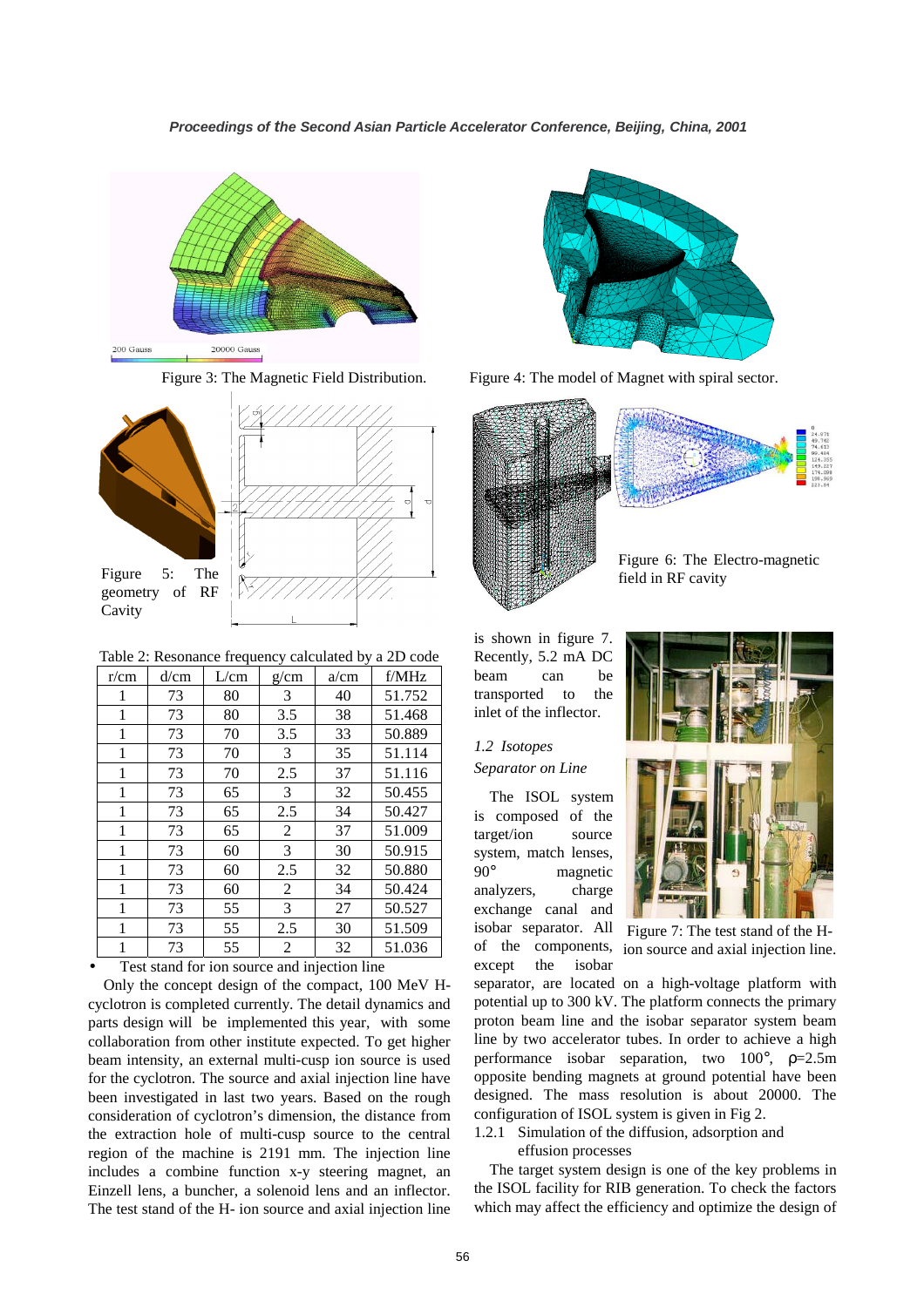Figure 3: The Magnetic Field Distribution.

Figure 4: The model of Magnet with spiral sector.

Figure 5: The geometry of RF Cavity

Figure 6: The Electro-magnetic field in RF cavity

Table 2: Resonance frequency calculated by a 2D code

| r/cm | d/cm | L/cm | g/cm | a/cm | f/MHz |
|---|---|---|---|---|---|
| 1 | 73 | 80 | 3 | 40 | 51.752 |
| 1 | 73 | 80 | 3.5 | 38 | 51.468 |
| 1 | 73 | 70 | 3.5 | 33 | 50.889 |
| 1 | 73 | 70 | 3 | 35 | 51.114 |
| 1 | 73 | 70 | 2.5 | 37 | 51.116 |
| 1 | 73 | 65 | 3 | 32 | 50.455 |
| 1 | 73 | 65 | 2.5 | 34 | 50.427 |
| 1 | 73 | 65 | 2 | 37 | 51.009 |
| 1 | 73 | 60 | 3 | 30 | 50.915 |
| 1 | 73 | 60 | 2.5 | 32 | 50.880 |
| 1 | 73 | 60 | 2 | 34 | 50.424 |
| 1 | 73 | 55 | 3 | 27 | 50.527 |
| 1 | 73 | 55 | 2.5 | 30 | 51.509 |
| 1 | 73 | 55 | 2 | 32 | 51.036 |

- Test stand for ion source and injection line

Only the concept design of the compact, 100 MeV H- cyclotron is completed currently. The detail dynamics and parts design will be implemented this year, with some collaboration from other institute expected. To get higher beam intensity, an external multi-cusp ion source is used for the cyclotron. The source and axial injection line have been investigated in last two years. Based on the rough consideration of cyclotron's dimension, the distance from the extraction hole of multi-cusp source to the central region of the machine is 2191 mm. The injection line includes a combine function x-y steering magnet, an Einzell lens, a buncher, a solenoid lens and an inflector. The test stand of the H- ion source and axial injection line is shown in figure 7. Recently, 5.2 mA DC beam can be transported to the inlet of the inflector.

Figure 7: The test stand of the H- ion source and axial injection line.

*1.2 Isotopes Separator on Line*

The ISOL system is composed of the target/ion source system, match lenses, 90° magnetic analyzers, charge exchange canal and isobar separator. All of the components, except the isobar separator, are located on a high-voltage platform with potential up to 300 kV. The platform connects the primary proton beam line and the isobar separator system beam line by two accelerator tubes. In order to achieve a high performance isobar separation, two 100°, $\rho$=2.5m opposite bending magnets at ground potential have been designed. The mass resolution is about 20000. The configuration of ISOL system is given in Fig 2.

1.2.1 Simulation of the diffusion, adsorption and effusion processes

The target system design is one of the key problems in the ISOL facility for RIB generation. To check the factors which may affect the efficiency and optimize the design of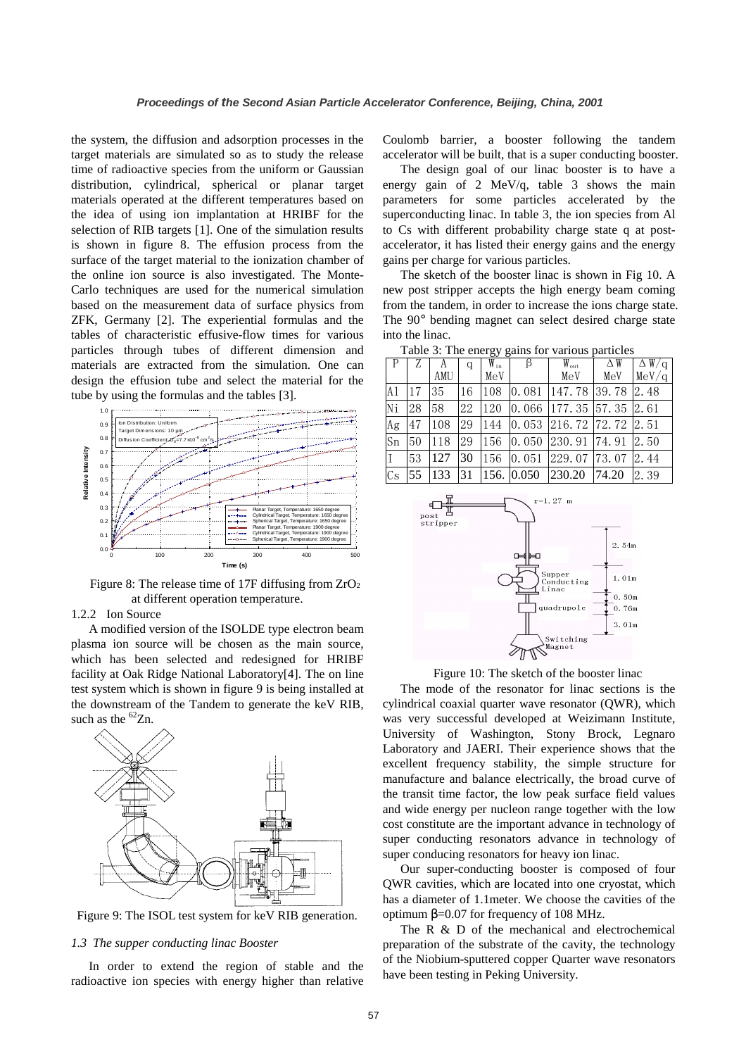the system, the diffusion and adsorption processes in the target materials are simulated so as to study the release time of radioactive species from the uniform or Gaussian distribution, cylindrical, spherical or planar target materials operated at the different temperatures based on the idea of using ion implantation at HRIBF for the selection of RIB targets [1]. One of the simulation results is shown in figure 8. The effusion process from the surface of the target material to the ionization chamber of the online ion source is also investigated. The Monte-Carlo techniques are used for the numerical simulation based on the measurement data of surface physics from ZFK, Germany [2]. The experiential formulas and the tables of characteristic effusive-flow times for various particles through tubes of different dimension and materials are extracted from the simulation. One can design the effusion tube and select the material for the tube by using the formulas and the tables [3].

Figure 8: The release time of 17F diffusing from $ZrO_2$ at different operation temperature.

1.2.2 Ion Source

A modified version of the ISOLDE type electron beam plasma ion source will be chosen as the main source, which has been selected and redesigned for HRIBF facility at Oak Ridge National Laboratory[4]. The on line test system which is shown in figure 9 is being installed at the downstream of the Tandem to generate the keV RIB, such as the $^{62}$Zn.

Figure 9: The ISOL test system for keV RIB generation.

## *1.3 The supper conducting linac Booster*

In order to extend the region of stable and the radioactive ion species with energy higher than relative Coulomb barrier, a booster following the tandem accelerator will be built, that is a super conducting booster.

The design goal of our linac booster is to have a energy gain of 2 MeV/q, table 3 shows the main parameters for some particles accelerated by the superconducting linac. In table 3, the ion species from Al to Cs with different probability charge state q at post-accelerator, it has listed their energy gains and the energy gains per charge for various particles.

The sketch of the booster linac is shown in Fig 10. A new post stripper accepts the high energy beam coming from the tandem, in order to increase the ions charge state. The 90° bending magnet can select desired charge state into the linac.

Table 3: The energy gains for various particles

| P | Z | A AMU | q | $W_{in}$ MeV | β | $W_{out}$ MeV | ΔW MeV | ΔW/q MeV/q |
|---|---|---|---|---|---|---|---|---|
| Al | 17 | 35 | 16 | 108 | 0.081 | 147.78 | 39.78 | 2.48 |
| Ni | 28 | 58 | 22 | 120 | 0.066 | 177.35 | 57.35 | 2.61 |
| Ag | 47 | 108 | 29 | 144 | 0.053 | 216.72 | 72.72 | 2.51 |
| Sn | 50 | 118 | 29 | 156 | 0.050 | 230.91 | 74.91 | 2.50 |
| I | 53 | 127 | 30 | 156 | 0.051 | 229.07 | 73.07 | 2.44 |
| Cs | 55 | 133 | 31 | 156. | 0.050 | 230.20 | 74.20 | 2.39 |

Figure 10: The sketch of the booster linac

The mode of the resonator for linac sections is the cylindrical coaxial quarter wave resonator (QWR), which was very successful developed at Weizimann Institute, University of Washington, Stony Brock, Legnaro Laboratory and JAERI. Their experience shows that the excellent frequency stability, the simple structure for manufacture and balance electrically, the broad curve of the transit time factor, the low peak surface field values and wide energy per nucleon range together with the low cost constitute are the important advance in technology of super conducting resonators advance in technology of super conducing resonators for heavy ion linac.

Our super-conducting booster is composed of four QWR cavities, which are located into one cryostat, which has a diameter of 1.1meter. We choose the cavities of the optimum β=0.07 for frequency of 108 MHz.

The R & D of the mechanical and electrochemical preparation of the substrate of the cavity, the technology of the Niobium-sputtered copper Quarter wave resonators have been testing in Peking University.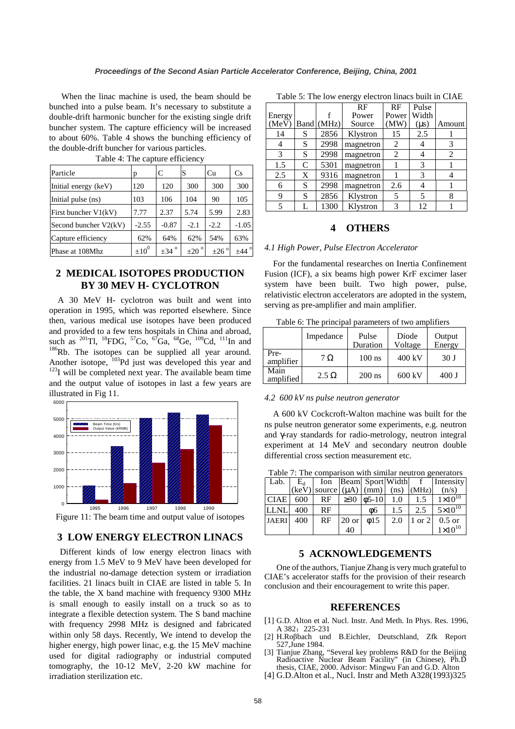When the linac machine is used, the beam should be bunched into a pulse beam. It's necessary to substitute a double-drift harmonic buncher for the existing single drift buncher system. The capture efficiency will be increased to about 60%. Table 4 shows the bunching efficiency of the double-drift buncher for various particles.

Table 4: The capture efficiency

| Particle | p | C | S | Cu | Cs |
|---|---|---|---|---|---|
| Initial energy (keV) | 120 | 120 | 300 | 300 | 300 |
| Initial pulse (ns) | 103 | 106 | 104 | 90 | 105 |
| First buncher V1(kV) | 7.77 | 2.37 | 5.74 | 5.99 | 2.83 |
| Second buncher V2(kV) | -2.55 | -0.87 | -2.1 | -2.2 | -1.05 |
| Capture efficiency | 62% | 64% | 62% | 54% | 63% |
| Phase at 108Mhz | $\pm 10^0$ | $\pm 34^o$ | $\pm 20^o$ | $\pm 26^o$ | $\pm 44^o$ |

## 2 MEDICAL ISOTOPES PRODUCTION BY 30 MEV H- CYCLOTRON

A 30 MeV H- cyclotron was built and went into operation in 1995, which was reported elsewhere. Since then, various medical use isotopes have been produced and provided to a few tens hospitals in China and abroad, such as $^{201}$Tl, $^{18}$FDG, $^{57}$Co, $^{67}$Ga, $^{68}$Ge, $^{109}$Cd, $^{111}$In and $^{186}$Rb. The isotopes can be supplied all year around. Another isotope, $^{103}$Pd just was developed this year and $^{123}$I will be completed next year. The available beam time and the output value of isotopes in last a few years are illustrated in Fig 11.

6000
5000
4000
3000
2000
1000
0
Beam Time (hrs)
Output Value (kRMB)
1995
1996
1997
1998
1999

Figure 11: The beam time and output value of isotopes

## 3 LOW ENERGY ELECTRON LINACS

Different kinds of low energy electron linacs with energy from 1.5 MeV to 9 MeV have been developed for the industrial no-damage detection system or irradiation facilities. 21 linacs built in CIAE are listed in table 5. In the table, the X band machine with frequency 9300 MHz is small enough to easily install on a truck so as to integrate a flexible detection system. The S band machine with frequency 2998 MHz is designed and fabricated within only 58 days. Recently, We intend to develop the higher energy, high power linac, e.g. the 15 MeV machine used for digital radiography or industrial computed tomography, the 10-12 MeV, 2-20 kW machine for irradiation sterilization etc.

Table 5: The low energy electron linacs built in CIAE

| Energy (MeV) | Band | f (MHz) | RF Power Source | RF Power (MW) | Pulse Width (μs) | Amount |
|---|---|---|---|---|---|---|
| 14 | S | 2856 | Klystron | 15 | 2.5 | 1 |
| 4 | S | 2998 | magnetron | 2 | 4 | 3 |
| 3 | S | 2998 | magnetron | 2 | 4 | 2 |
| 1.5 | C | 5301 | magnetron | 1 | 3 | 1 |
| 2.5 | X | 9316 | magnetron | 1 | 3 | 4 |
| 6 | S | 2998 | magnetron | 2.6 | 4 | 1 |
| 9 | S | 2856 | Klystron | 5 | 5 | 8 |
| 5 | L | 1300 | Klystron | 3 | 12 | 1 |

## 4 OTHERS

### *4.1 High Power, Pulse Electron Accelerator*

For the fundamental researches on Inertia Confinement Fusion (ICF), a six beams high power KrF excimer laser system have been built. Two high power, pulse, relativistic electron accelerators are adopted in the system, serving as pre-amplifier and main amplifier.

Table 6: The principal parameters of two amplifiers

| | Impedance | Pulse Duration | Diode Voltage | Output Energy |
|---|---|---|---|---|
| Pre-amplifier | 7 Ω | 100 ns | 400 kV | 30 J |
| Main amplified | 2.5 Ω | 200 ns | 600 kV | 400 J |

### *4.2 600 kV ns pulse neutron generator*

A 600 kV Cockcroft-Walton machine was built for the ns pulse neutron generator some experiments, e.g. neutron and γ-ray standards for radio-metrology, neutron integral experiment at 14 MeV and secondary neutron double differential cross section measurement etc.

Table 7: The comparison with similar neutron generators

| Lab. | $E_d$ (keV) | Ion source | Beam (μA) | Sport (mm) | Width (ns) | f (MHz) | Intensity (n/s) |
|---|---|---|---|---|---|---|---|
| CIAE | 600 | RF | ≥30 | φ5-10 | 1.0 | 1.5 | $1\times10^{10}$ |
| LLNL | 400 | RF | | φ6 | 1.5 | 2.5 | $5\times10^{10}$ |
| JAERI | 400 | RF | 20 or 40 | φ15 | 2.0 | 1 or 2 | 0.5 or $1\times10^{10}$ |

## 5 ACKNOWLEDGEMENTS

One of the authors, Tianjue Zhang is very much grateful to CIAE's accelerator staffs for the provision of their research conclusion and their encouragement to write this paper.

## REFERENCES

[1] G.D. Alton et al. Nucl. Instr. And Meth. In Phys. Res. 1996, A 382：225-231

[2] H.Roβbach und B.Eichler, Deutschland, Zfk Report 527,June 1984.

[3] Tianjue Zhang, "Several key problems R&D for the Beijing Radioactive Nuclear Beam Facility" (in Chinese), Ph.D thesis, CIAE, 2000. Advisor: Mingwu Fan and G.D. Alton

[4] G.D.Alton et al., Nucl. Instr and Meth A328(1993)325